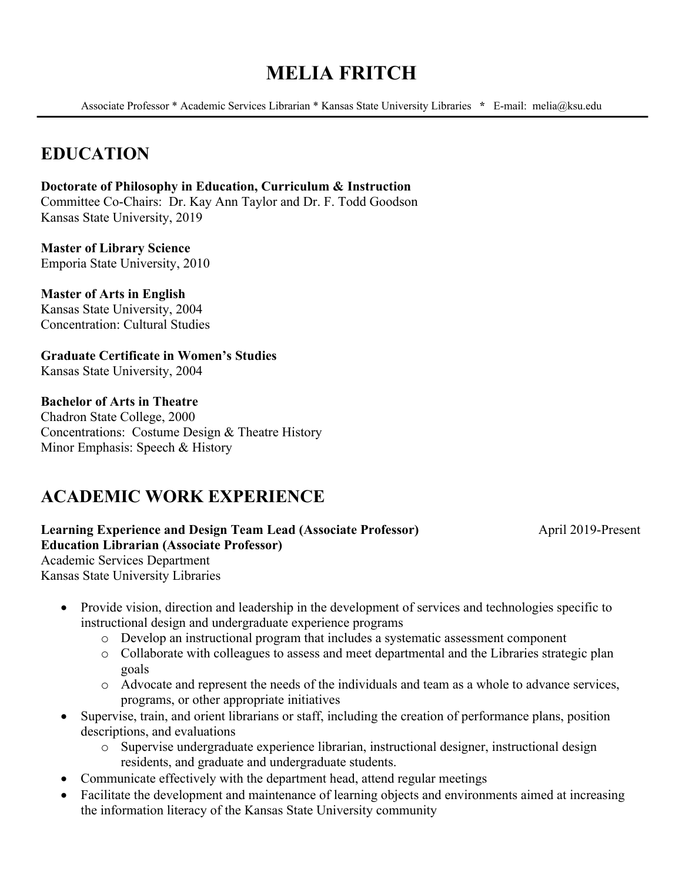# MELIA FRITCH

Associate Professor * Academic Services Librarian * Kansas State University Libraries * E-mail: melia@ksu.edu

## EDUCATION

**Doctorate of Philosophy in Education, Curriculum & Instruction**
Committee Co-Chairs: Dr. Kay Ann Taylor and Dr. F. Todd Goodson
Kansas State University, 2019

**Master of Library Science**
Emporia State University, 2010

**Master of Arts in English**
Kansas State University, 2004
Concentration: Cultural Studies

**Graduate Certificate in Women's Studies**
Kansas State University, 2004

**Bachelor of Arts in Theatre**
Chadron State College, 2000
Concentrations: Costume Design & Theatre History
Minor Emphasis: Speech & History

## ACADEMIC WORK EXPERIENCE

**Learning Experience and Design Team Lead (Associate Professor)** April 2019-Present
**Education Librarian (Associate Professor)**
Academic Services Department
Kansas State University Libraries

- Provide vision, direction and leadership in the development of services and technologies specific to instructional design and undergraduate experience programs
  - Develop an instructional program that includes a systematic assessment component
  - Collaborate with colleagues to assess and meet departmental and the Libraries strategic plan goals
  - Advocate and represent the needs of the individuals and team as a whole to advance services, programs, or other appropriate initiatives
- Supervise, train, and orient librarians or staff, including the creation of performance plans, position descriptions, and evaluations
  - Supervise undergraduate experience librarian, instructional designer, instructional design residents, and graduate and undergraduate students.
- Communicate effectively with the department head, attend regular meetings
- Facilitate the development and maintenance of learning objects and environments aimed at increasing the information literacy of the Kansas State University community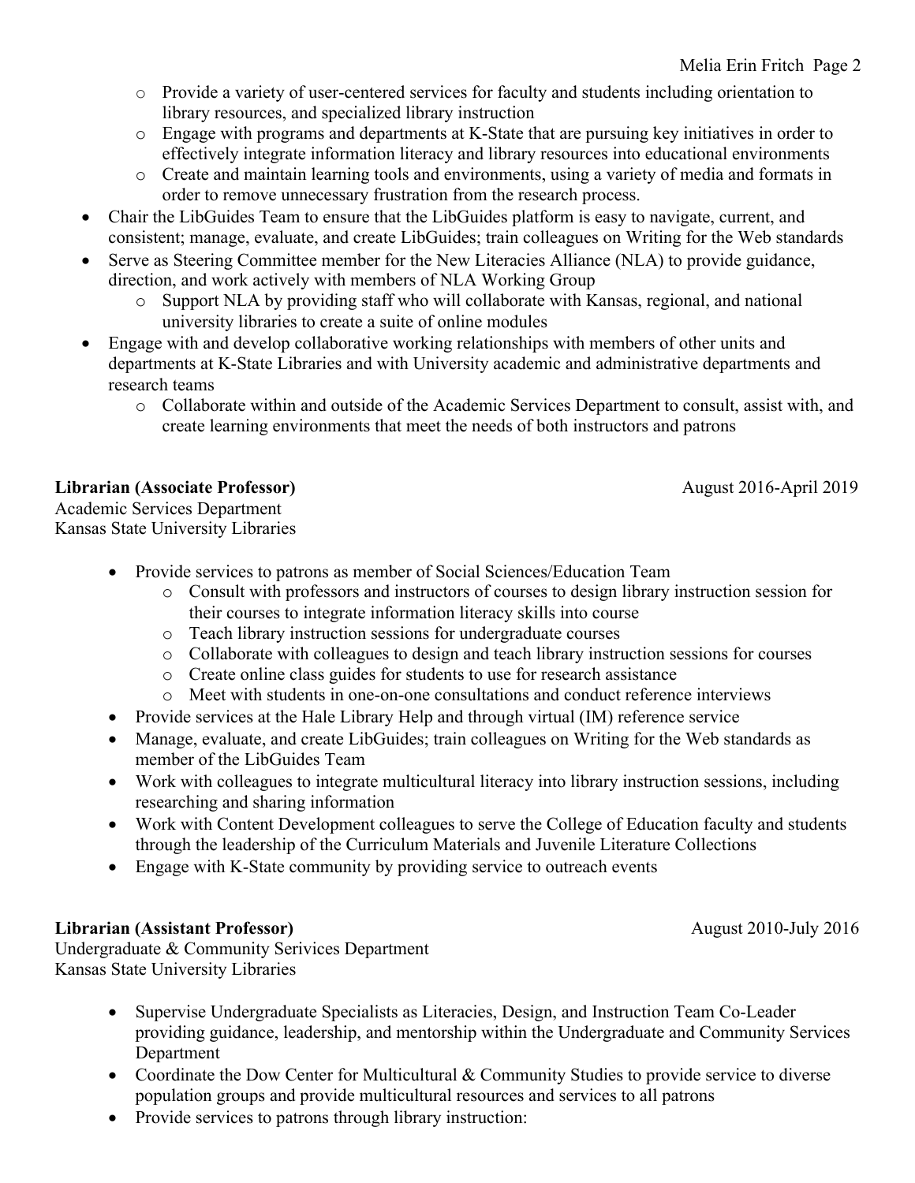- Provide a variety of user-centered services for faculty and students including orientation to library resources, and specialized library instruction
  - Engage with programs and departments at K-State that are pursuing key initiatives in order to effectively integrate information literacy and library resources into educational environments
  - Create and maintain learning tools and environments, using a variety of media and formats in order to remove unnecessary frustration from the research process.
- Chair the LibGuides Team to ensure that the LibGuides platform is easy to navigate, current, and consistent; manage, evaluate, and create LibGuides; train colleagues on Writing for the Web standards
- Serve as Steering Committee member for the New Literacies Alliance (NLA) to provide guidance, direction, and work actively with members of NLA Working Group
  - Support NLA by providing staff who will collaborate with Kansas, regional, and national university libraries to create a suite of online modules
- Engage with and develop collaborative working relationships with members of other units and departments at K-State Libraries and with University academic and administrative departments and research teams
  - Collaborate within and outside of the Academic Services Department to consult, assist with, and create learning environments that meet the needs of both instructors and patrons

**Librarian (Associate Professor)** August 2016-April 2019
Academic Services Department
Kansas State University Libraries

- Provide services to patrons as member of Social Sciences/Education Team
  - Consult with professors and instructors of courses to design library instruction session for their courses to integrate information literacy skills into course
  - Teach library instruction sessions for undergraduate courses
  - Collaborate with colleagues to design and teach library instruction sessions for courses
  - Create online class guides for students to use for research assistance
  - Meet with students in one-on-one consultations and conduct reference interviews
- Provide services at the Hale Library Help and through virtual (IM) reference service
- Manage, evaluate, and create LibGuides; train colleagues on Writing for the Web standards as member of the LibGuides Team
- Work with colleagues to integrate multicultural literacy into library instruction sessions, including researching and sharing information
- Work with Content Development colleagues to serve the College of Education faculty and students through the leadership of the Curriculum Materials and Juvenile Literature Collections
- Engage with K-State community by providing service to outreach events

**Librarian (Assistant Professor)** August 2010-July 2016
Undergraduate & Community Serivices Department
Kansas State University Libraries

- Supervise Undergraduate Specialists as Literacies, Design, and Instruction Team Co-Leader providing guidance, leadership, and mentorship within the Undergraduate and Community Services Department
- Coordinate the Dow Center for Multicultural & Community Studies to provide service to diverse population groups and provide multicultural resources and services to all patrons
- Provide services to patrons through library instruction: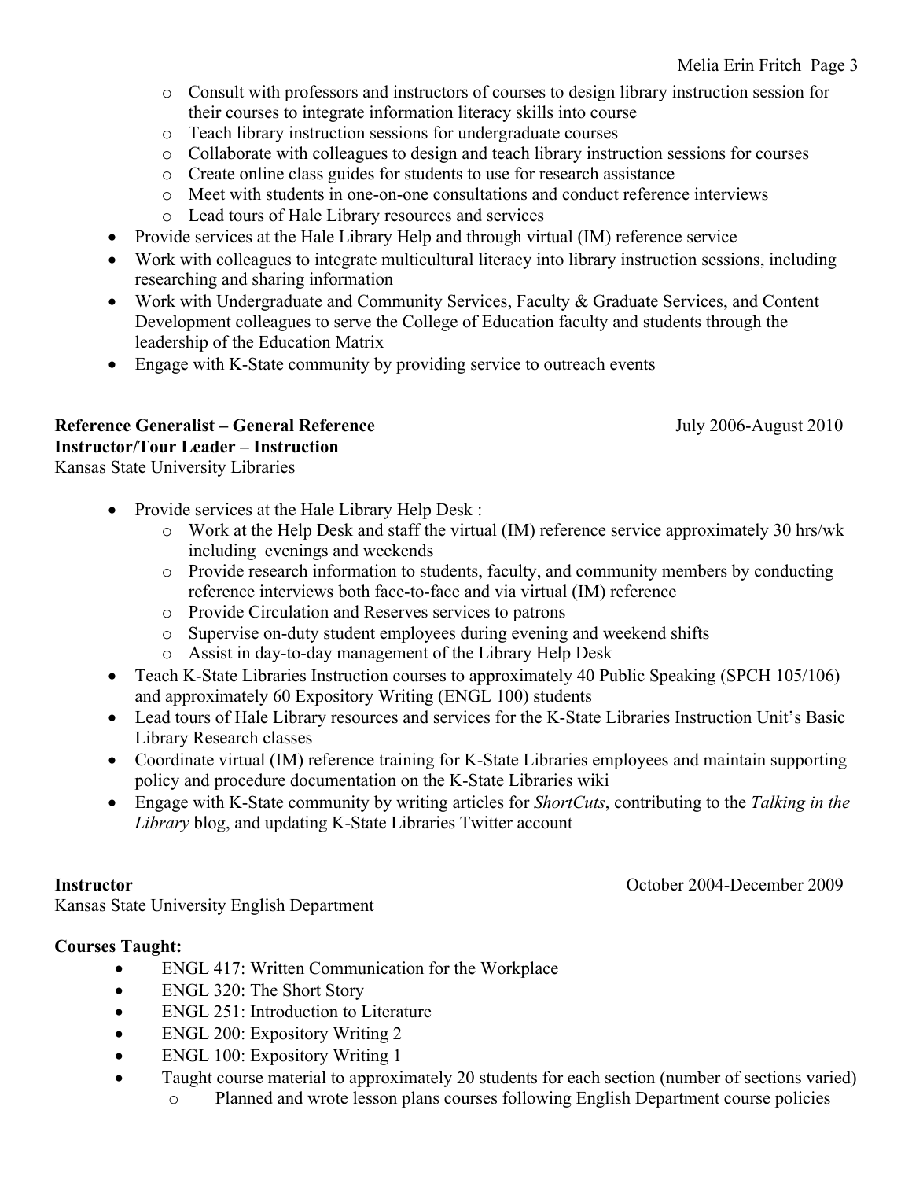- Consult with professors and instructors of courses to design library instruction session for their courses to integrate information literacy skills into course
  - Teach library instruction sessions for undergraduate courses
  - Collaborate with colleagues to design and teach library instruction sessions for courses
  - Create online class guides for students to use for research assistance
  - Meet with students in one-on-one consultations and conduct reference interviews
  - Lead tours of Hale Library resources and services
- Provide services at the Hale Library Help and through virtual (IM) reference service
- Work with colleagues to integrate multicultural literacy into library instruction sessions, including researching and sharing information
- Work with Undergraduate and Community Services, Faculty & Graduate Services, and Content Development colleagues to serve the College of Education faculty and students through the leadership of the Education Matrix
- Engage with K-State community by providing service to outreach events

**Reference Generalist – General Reference** July 2006-August 2010
**Instructor/Tour Leader – Instruction**
Kansas State University Libraries

- Provide services at the Hale Library Help Desk :
  - Work at the Help Desk and staff the virtual (IM) reference service approximately 30 hrs/wk including evenings and weekends
  - Provide research information to students, faculty, and community members by conducting reference interviews both face-to-face and via virtual (IM) reference
  - Provide Circulation and Reserves services to patrons
  - Supervise on-duty student employees during evening and weekend shifts
  - Assist in day-to-day management of the Library Help Desk
- Teach K-State Libraries Instruction courses to approximately 40 Public Speaking (SPCH 105/106) and approximately 60 Expository Writing (ENGL 100) students
- Lead tours of Hale Library resources and services for the K-State Libraries Instruction Unit's Basic Library Research classes
- Coordinate virtual (IM) reference training for K-State Libraries employees and maintain supporting policy and procedure documentation on the K-State Libraries wiki
- Engage with K-State community by writing articles for *ShortCuts*, contributing to the *Talking in the Library* blog, and updating K-State Libraries Twitter account

**Instructor** October 2004-December 2009
Kansas State University English Department

**Courses Taught:**

- ENGL 417: Written Communication for the Workplace
- ENGL 320: The Short Story
- ENGL 251: Introduction to Literature
- ENGL 200: Expository Writing 2
- ENGL 100: Expository Writing 1
- Taught course material to approximately 20 students for each section (number of sections varied)
  - Planned and wrote lesson plans courses following English Department course policies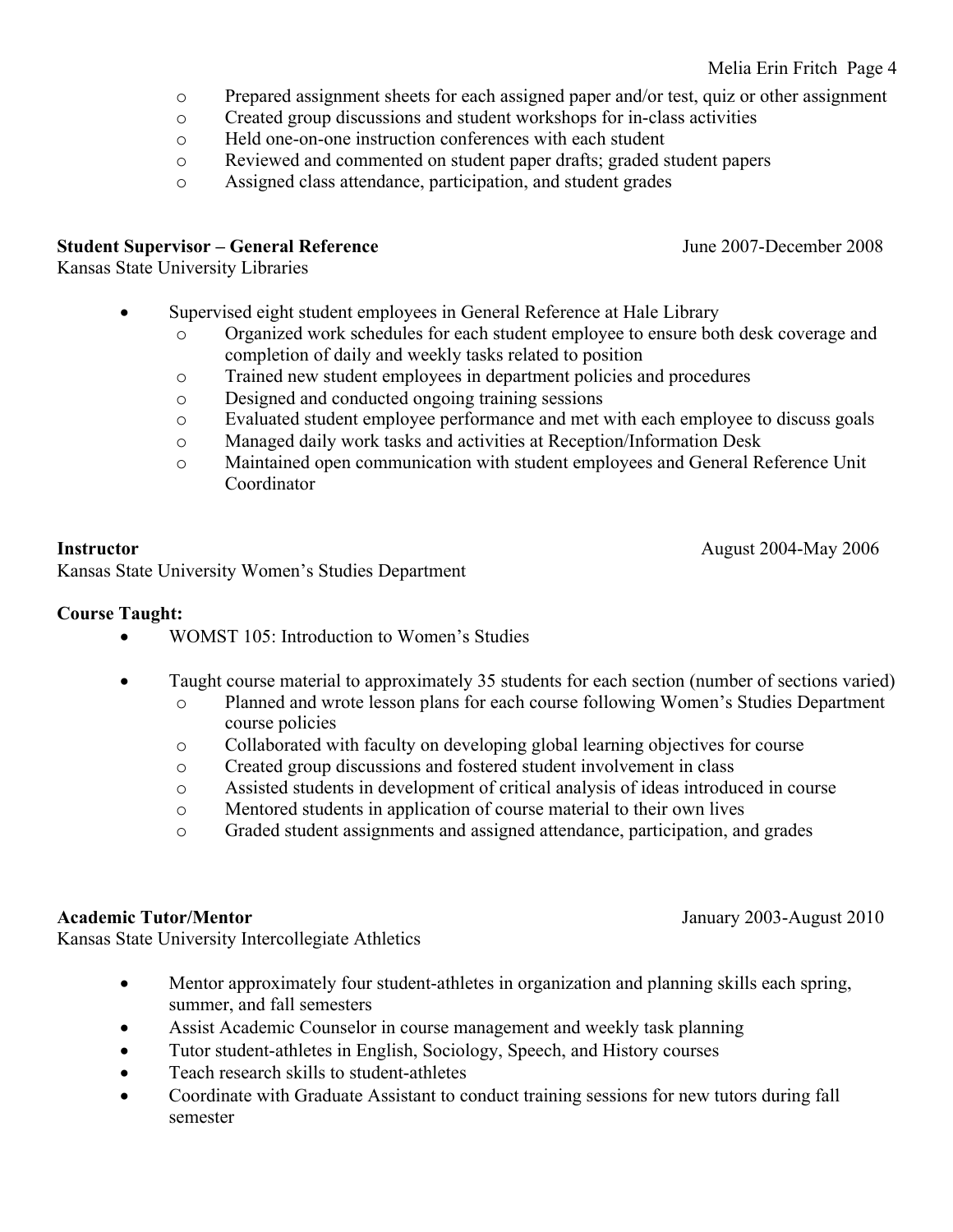- Prepared assignment sheets for each assigned paper and/or test, quiz or other assignment
- Created group discussions and student workshops for in-class activities
- Held one-on-one instruction conferences with each student
- Reviewed and commented on student paper drafts; graded student papers
- Assigned class attendance, participation, and student grades

**Student Supervisor – General Reference** June 2007-December 2008
Kansas State University Libraries

- Supervised eight student employees in General Reference at Hale Library
  - Organized work schedules for each student employee to ensure both desk coverage and completion of daily and weekly tasks related to position
  - Trained new student employees in department policies and procedures
  - Designed and conducted ongoing training sessions
  - Evaluated student employee performance and met with each employee to discuss goals
  - Managed daily work tasks and activities at Reception/Information Desk
  - Maintained open communication with student employees and General Reference Unit Coordinator

**Instructor** August 2004-May 2006
Kansas State University Women's Studies Department

**Course Taught:**

- WOMST 105: Introduction to Women's Studies

- Taught course material to approximately 35 students for each section (number of sections varied)
  - Planned and wrote lesson plans for each course following Women's Studies Department course policies
  - Collaborated with faculty on developing global learning objectives for course
  - Created group discussions and fostered student involvement in class
  - Assisted students in development of critical analysis of ideas introduced in course
  - Mentored students in application of course material to their own lives
  - Graded student assignments and assigned attendance, participation, and grades

**Academic Tutor/Mentor** January 2003-August 2010
Kansas State University Intercollegiate Athletics

- Mentor approximately four student-athletes in organization and planning skills each spring, summer, and fall semesters
- Assist Academic Counselor in course management and weekly task planning
- Tutor student-athletes in English, Sociology, Speech, and History courses
- Teach research skills to student-athletes
- Coordinate with Graduate Assistant to conduct training sessions for new tutors during fall semester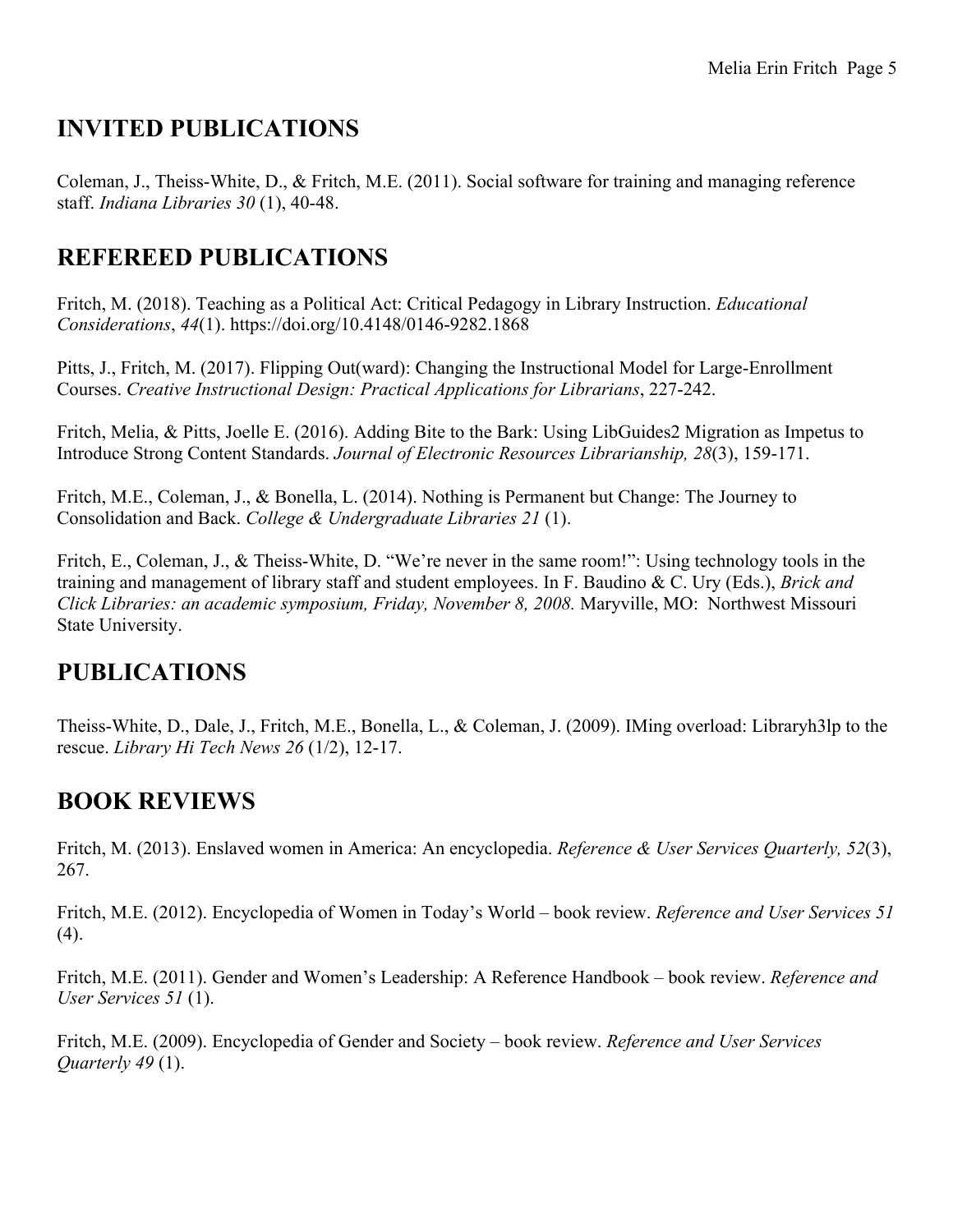## INVITED PUBLICATIONS

Coleman, J., Theiss-White, D., & Fritch, M.E. (2011). Social software for training and managing reference staff. *Indiana Libraries 30* (1), 40-48.

## REFEREED PUBLICATIONS

Fritch, M. (2018). Teaching as a Political Act: Critical Pedagogy in Library Instruction. *Educational Considerations*, *44*(1). https://doi.org/10.4148/0146-9282.1868

Pitts, J., Fritch, M. (2017). Flipping Out(ward): Changing the Instructional Model for Large-Enrollment Courses. *Creative Instructional Design: Practical Applications for Librarians*, 227-242.

Fritch, Melia, & Pitts, Joelle E. (2016). Adding Bite to the Bark: Using LibGuides2 Migration as Impetus to Introduce Strong Content Standards. *Journal of Electronic Resources Librarianship, 28*(3), 159-171.

Fritch, M.E., Coleman, J., & Bonella, L. (2014). Nothing is Permanent but Change: The Journey to Consolidation and Back. *College & Undergraduate Libraries 21* (1).

Fritch, E., Coleman, J., & Theiss-White, D. "We're never in the same room!": Using technology tools in the training and management of library staff and student employees. In F. Baudino & C. Ury (Eds.), *Brick and Click Libraries: an academic symposium, Friday, November 8, 2008.* Maryville, MO: Northwest Missouri State University.

## PUBLICATIONS

Theiss-White, D., Dale, J., Fritch, M.E., Bonella, L., & Coleman, J. (2009). IMing overload: Libraryh3lp to the rescue. *Library Hi Tech News 26* (1/2), 12-17.

## BOOK REVIEWS

Fritch, M. (2013). Enslaved women in America: An encyclopedia. *Reference & User Services Quarterly, 52*(3), 267.

Fritch, M.E. (2012). Encyclopedia of Women in Today's World – book review. *Reference and User Services 51* (4).

Fritch, M.E. (2011). Gender and Women's Leadership: A Reference Handbook – book review. *Reference and User Services 51* (1).

Fritch, M.E. (2009). Encyclopedia of Gender and Society – book review. *Reference and User Services Quarterly 49* (1).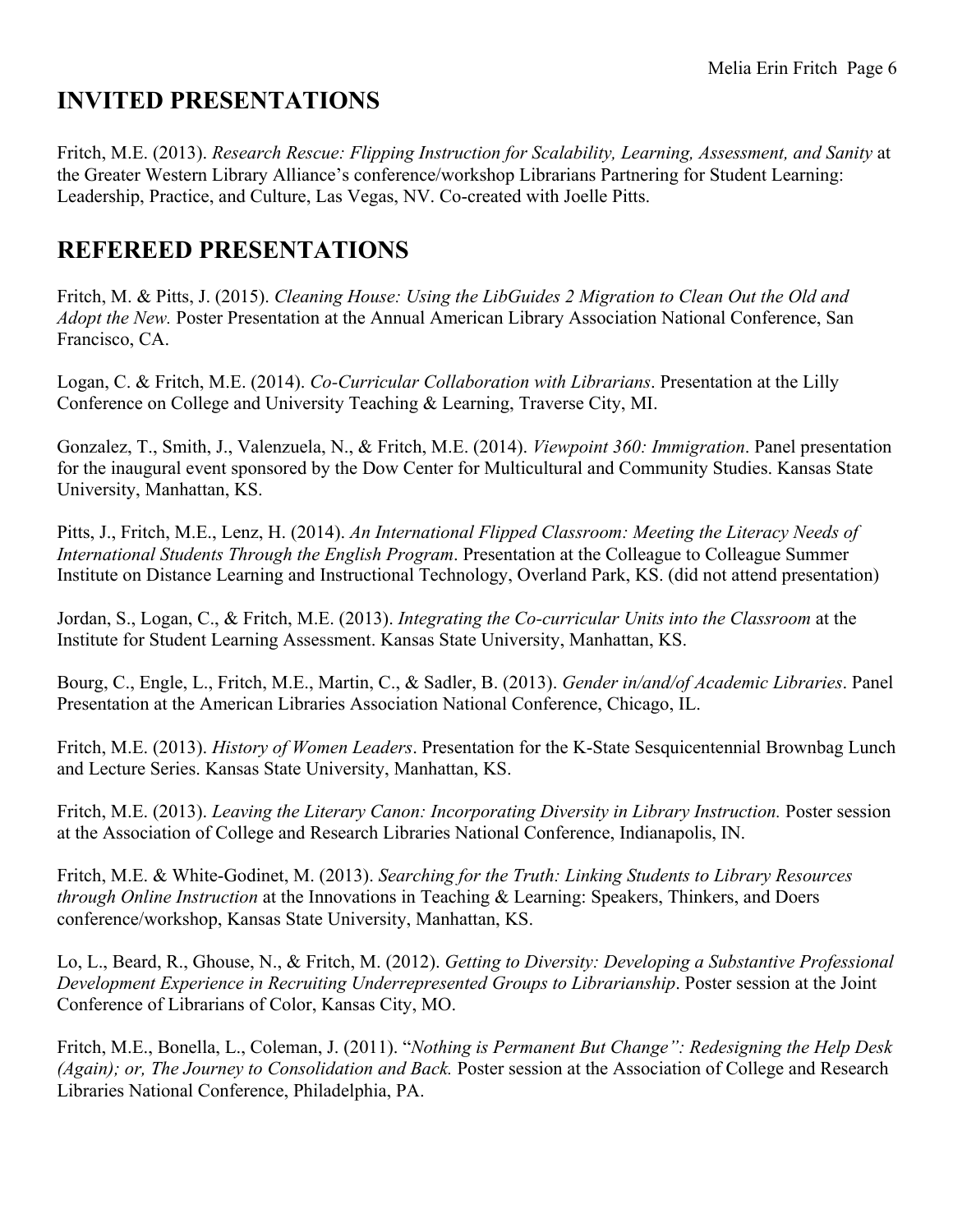## INVITED PRESENTATIONS

Fritch, M.E. (2013). *Research Rescue: Flipping Instruction for Scalability, Learning, Assessment, and Sanity* at the Greater Western Library Alliance's conference/workshop Librarians Partnering for Student Learning: Leadership, Practice, and Culture, Las Vegas, NV. Co-created with Joelle Pitts.

## REFEREED PRESENTATIONS

Fritch, M. & Pitts, J. (2015). *Cleaning House: Using the LibGuides 2 Migration to Clean Out the Old and Adopt the New.* Poster Presentation at the Annual American Library Association National Conference, San Francisco, CA.

Logan, C. & Fritch, M.E. (2014). *Co-Curricular Collaboration with Librarians*. Presentation at the Lilly Conference on College and University Teaching & Learning, Traverse City, MI.

Gonzalez, T., Smith, J., Valenzuela, N., & Fritch, M.E. (2014). *Viewpoint 360: Immigration*. Panel presentation for the inaugural event sponsored by the Dow Center for Multicultural and Community Studies. Kansas State University, Manhattan, KS.

Pitts, J., Fritch, M.E., Lenz, H. (2014). *An International Flipped Classroom: Meeting the Literacy Needs of International Students Through the English Program*. Presentation at the Colleague to Colleague Summer Institute on Distance Learning and Instructional Technology, Overland Park, KS. (did not attend presentation)

Jordan, S., Logan, C., & Fritch, M.E. (2013). *Integrating the Co-curricular Units into the Classroom* at the Institute for Student Learning Assessment. Kansas State University, Manhattan, KS.

Bourg, C., Engle, L., Fritch, M.E., Martin, C., & Sadler, B. (2013). *Gender in/and/of Academic Libraries*. Panel Presentation at the American Libraries Association National Conference, Chicago, IL.

Fritch, M.E. (2013). *History of Women Leaders*. Presentation for the K-State Sesquicentennial Brownbag Lunch and Lecture Series. Kansas State University, Manhattan, KS.

Fritch, M.E. (2013). *Leaving the Literary Canon: Incorporating Diversity in Library Instruction.* Poster session at the Association of College and Research Libraries National Conference, Indianapolis, IN.

Fritch, M.E. & White-Godinet, M. (2013). *Searching for the Truth: Linking Students to Library Resources through Online Instruction* at the Innovations in Teaching & Learning: Speakers, Thinkers, and Doers conference/workshop, Kansas State University, Manhattan, KS.

Lo, L., Beard, R., Ghouse, N., & Fritch, M. (2012). *Getting to Diversity: Developing a Substantive Professional Development Experience in Recruiting Underrepresented Groups to Librarianship*. Poster session at the Joint Conference of Librarians of Color, Kansas City, MO.

Fritch, M.E., Bonella, L., Coleman, J. (2011). "*Nothing is Permanent But Change": Redesigning the Help Desk (Again); or, The Journey to Consolidation and Back.* Poster session at the Association of College and Research Libraries National Conference, Philadelphia, PA.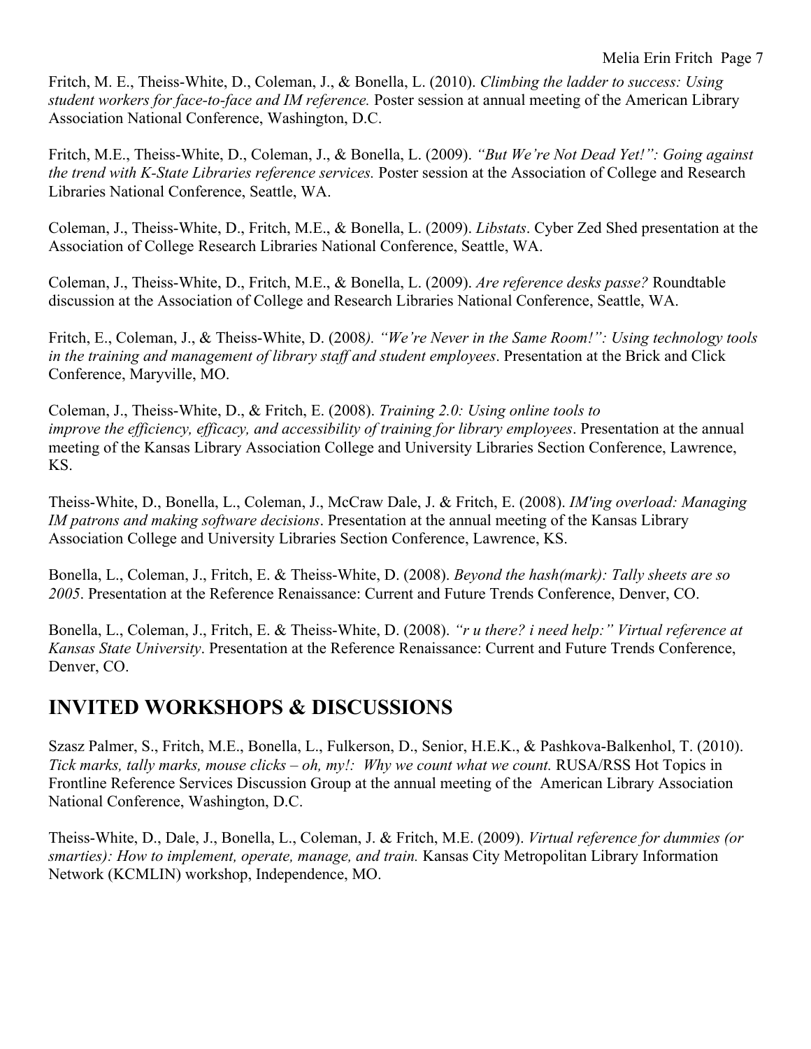Fritch, M. E., Theiss-White, D., Coleman, J., & Bonella, L. (2010). *Climbing the ladder to success: Using student workers for face-to-face and IM reference.* Poster session at annual meeting of the American Library Association National Conference, Washington, D.C.

Fritch, M.E., Theiss-White, D., Coleman, J., & Bonella, L. (2009). *"But We're Not Dead Yet!": Going against the trend with K-State Libraries reference services.* Poster session at the Association of College and Research Libraries National Conference, Seattle, WA.

Coleman, J., Theiss-White, D., Fritch, M.E., & Bonella, L. (2009). *Libstats*. Cyber Zed Shed presentation at the Association of College Research Libraries National Conference, Seattle, WA.

Coleman, J., Theiss-White, D., Fritch, M.E., & Bonella, L. (2009). *Are reference desks passe?* Roundtable discussion at the Association of College and Research Libraries National Conference, Seattle, WA.

Fritch, E., Coleman, J., & Theiss-White, D. (2008*). "We're Never in the Same Room!": Using technology tools in the training and management of library staff and student employees*. Presentation at the Brick and Click Conference, Maryville, MO.

Coleman, J., Theiss-White, D., & Fritch, E. (2008). *Training 2.0: Using online tools to improve the efficiency, efficacy, and accessibility of training for library employees*. Presentation at the annual meeting of the Kansas Library Association College and University Libraries Section Conference, Lawrence, KS.

Theiss-White, D., Bonella, L., Coleman, J., McCraw Dale, J. & Fritch, E. (2008). *IM'ing overload: Managing IM patrons and making software decisions*. Presentation at the annual meeting of the Kansas Library Association College and University Libraries Section Conference, Lawrence, KS.

Bonella, L., Coleman, J., Fritch, E. & Theiss-White, D. (2008). *Beyond the hash(mark): Tally sheets are so 2005*. Presentation at the Reference Renaissance: Current and Future Trends Conference, Denver, CO.

Bonella, L., Coleman, J., Fritch, E. & Theiss-White, D. (2008). *"r u there? i need help:" Virtual reference at Kansas State University*. Presentation at the Reference Renaissance: Current and Future Trends Conference, Denver, CO.

## INVITED WORKSHOPS & DISCUSSIONS

Szasz Palmer, S., Fritch, M.E., Bonella, L., Fulkerson, D., Senior, H.E.K., & Pashkova-Balkenhol, T. (2010). *Tick marks, tally marks, mouse clicks – oh, my!: Why we count what we count.* RUSA/RSS Hot Topics in Frontline Reference Services Discussion Group at the annual meeting of the American Library Association National Conference, Washington, D.C.

Theiss-White, D., Dale, J., Bonella, L., Coleman, J. & Fritch, M.E. (2009). *Virtual reference for dummies (or smarties): How to implement, operate, manage, and train.* Kansas City Metropolitan Library Information Network (KCMLIN) workshop, Independence, MO.